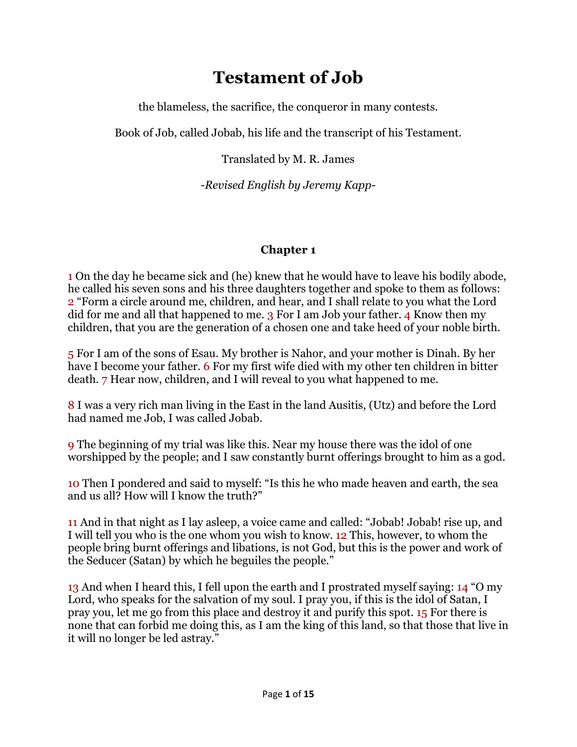# Testament of Job

the blameless, the sacrifice, the conqueror in many contests.

Book of Job, called Jobab, his life and the transcript of his Testament.

Translated by M. R. James

*-Revised English by Jeremy Kapp-*

### Chapter 1

1 On the day he became sick and (he) knew that he would have to leave his bodily abode, he called his seven sons and his three daughters together and spoke to them as follows: 2 "Form a circle around me, children, and hear, and I shall relate to you what the Lord did for me and all that happened to me. 3 For I am Job your father. 4 Know then my children, that you are the generation of a chosen one and take heed of your noble birth.

5 For I am of the sons of Esau. My brother is Nahor, and your mother is Dinah. By her have I become your father. 6 For my first wife died with my other ten children in bitter death. 7 Hear now, children, and I will reveal to you what happened to me.

8 I was a very rich man living in the East in the land Ausitis, (Utz) and before the Lord had named me Job, I was called Jobab.

9 The beginning of my trial was like this. Near my house there was the idol of one worshipped by the people; and I saw constantly burnt offerings brought to him as a god.

10 Then I pondered and said to myself: "Is this he who made heaven and earth, the sea and us all? How will I know the truth?"

11 And in that night as I lay asleep, a voice came and called: "Jobab! Jobab! rise up, and I will tell you who is the one whom you wish to know. 12 This, however, to whom the people bring burnt offerings and libations, is not God, but this is the power and work of the Seducer (Satan) by which he beguiles the people."

13 And when I heard this, I fell upon the earth and I prostrated myself saying: 14 "O my Lord, who speaks for the salvation of my soul. I pray you, if this is the idol of Satan, I pray you, let me go from this place and destroy it and purify this spot. 15 For there is none that can forbid me doing this, as I am the king of this land, so that those that live in it will no longer be led astray."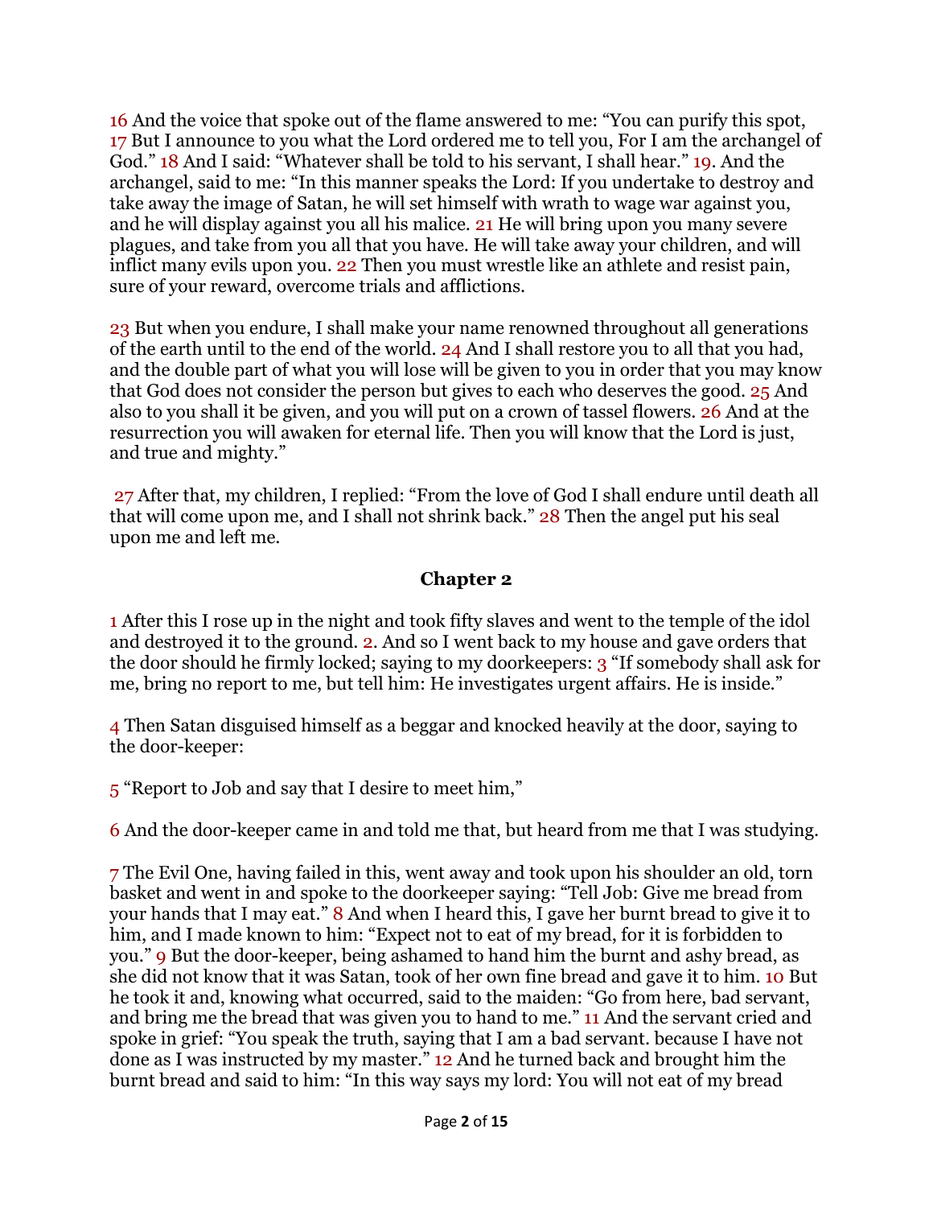16 And the voice that spoke out of the flame answered to me: "You can purify this spot, 17 But I announce to you what the Lord ordered me to tell you, For I am the archangel of God." 18 And I said: "Whatever shall be told to his servant, I shall hear." 19. And the archangel, said to me: "In this manner speaks the Lord: If you undertake to destroy and take away the image of Satan, he will set himself with wrath to wage war against you, and he will display against you all his malice. 21 He will bring upon you many severe plagues, and take from you all that you have. He will take away your children, and will inflict many evils upon you. 22 Then you must wrestle like an athlete and resist pain, sure of your reward, overcome trials and afflictions.

23 But when you endure, I shall make your name renowned throughout all generations of the earth until to the end of the world. 24 And I shall restore you to all that you had, and the double part of what you will lose will be given to you in order that you may know that God does not consider the person but gives to each who deserves the good. 25 And also to you shall it be given, and you will put on a crown of tassel flowers. 26 And at the resurrection you will awaken for eternal life. Then you will know that the Lord is just, and true and mighty."

27 After that, my children, I replied: "From the love of God I shall endure until death all that will come upon me, and I shall not shrink back." 28 Then the angel put his seal upon me and left me.

## Chapter 2

1 After this I rose up in the night and took fifty slaves and went to the temple of the idol and destroyed it to the ground. 2. And so I went back to my house and gave orders that the door should he firmly locked; saying to my doorkeepers: 3 "If somebody shall ask for me, bring no report to me, but tell him: He investigates urgent affairs. He is inside."

4 Then Satan disguised himself as a beggar and knocked heavily at the door, saying to the door-keeper:

5 "Report to Job and say that I desire to meet him,"

6 And the door-keeper came in and told me that, but heard from me that I was studying.

7 The Evil One, having failed in this, went away and took upon his shoulder an old, torn basket and went in and spoke to the doorkeeper saying: "Tell Job: Give me bread from your hands that I may eat." 8 And when I heard this, I gave her burnt bread to give it to him, and I made known to him: "Expect not to eat of my bread, for it is forbidden to you." 9 But the door-keeper, being ashamed to hand him the burnt and ashy bread, as she did not know that it was Satan, took of her own fine bread and gave it to him. 10 But he took it and, knowing what occurred, said to the maiden: "Go from here, bad servant, and bring me the bread that was given you to hand to me." 11 And the servant cried and spoke in grief: "You speak the truth, saying that I am a bad servant. because I have not done as I was instructed by my master." 12 And he turned back and brought him the burnt bread and said to him: "In this way says my lord: You will not eat of my bread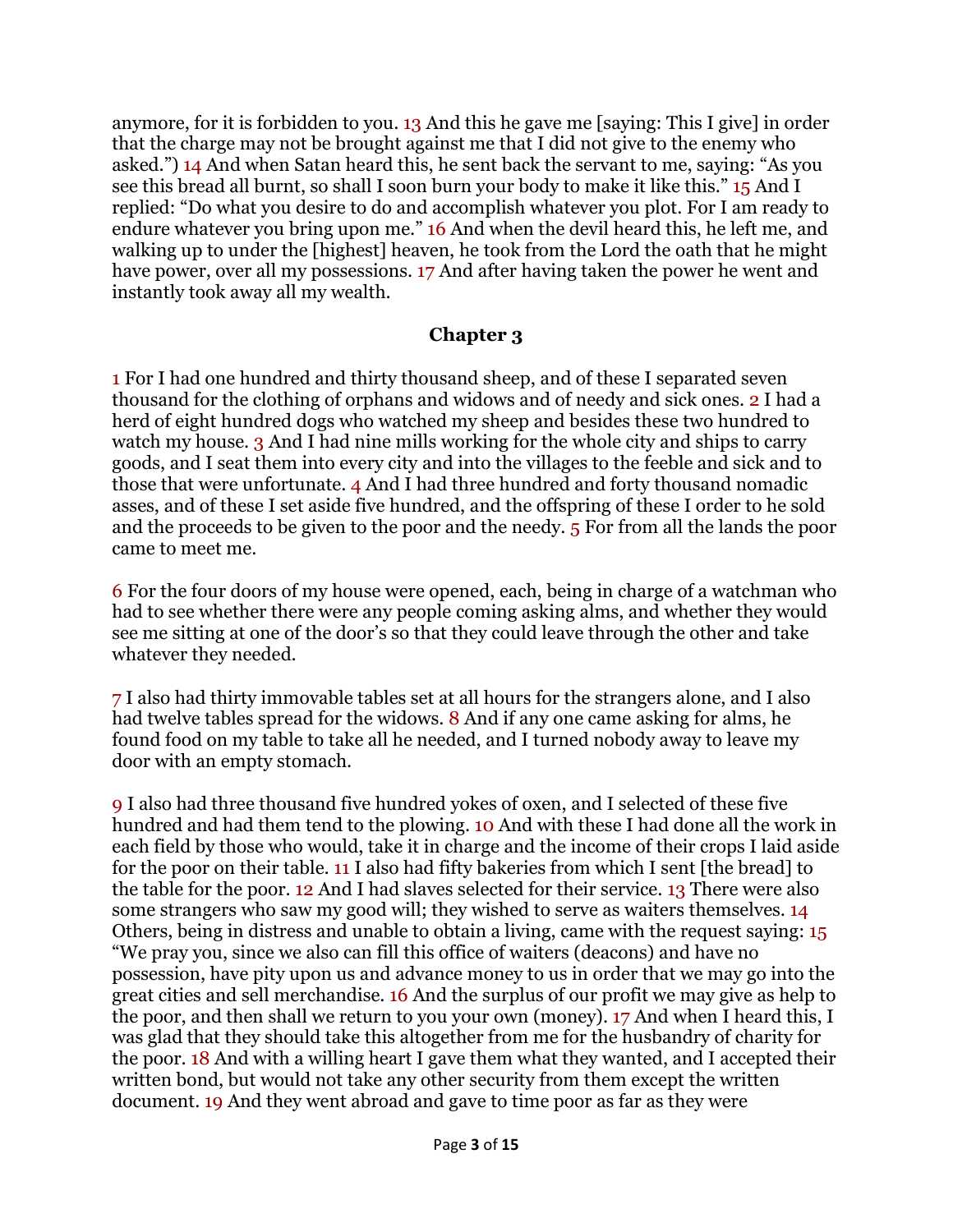anymore, for it is forbidden to you. 13 And this he gave me [saying: This I give] in order that the charge may not be brought against me that I did not give to the enemy who asked.") 14 And when Satan heard this, he sent back the servant to me, saying: "As you see this bread all burnt, so shall I soon burn your body to make it like this." 15 And I replied: "Do what you desire to do and accomplish whatever you plot. For I am ready to endure whatever you bring upon me." 16 And when the devil heard this, he left me, and walking up to under the [highest] heaven, he took from the Lord the oath that he might have power, over all my possessions. 17 And after having taken the power he went and instantly took away all my wealth.

## Chapter 3

1 For I had one hundred and thirty thousand sheep, and of these I separated seven thousand for the clothing of orphans and widows and of needy and sick ones. 2 I had a herd of eight hundred dogs who watched my sheep and besides these two hundred to watch my house. 3 And I had nine mills working for the whole city and ships to carry goods, and I seat them into every city and into the villages to the feeble and sick and to those that were unfortunate. 4 And I had three hundred and forty thousand nomadic asses, and of these I set aside five hundred, and the offspring of these I order to he sold and the proceeds to be given to the poor and the needy. 5 For from all the lands the poor came to meet me.

6 For the four doors of my house were opened, each, being in charge of a watchman who had to see whether there were any people coming asking alms, and whether they would see me sitting at one of the door's so that they could leave through the other and take whatever they needed.

7 I also had thirty immovable tables set at all hours for the strangers alone, and I also had twelve tables spread for the widows. 8 And if any one came asking for alms, he found food on my table to take all he needed, and I turned nobody away to leave my door with an empty stomach.

9 I also had three thousand five hundred yokes of oxen, and I selected of these five hundred and had them tend to the plowing. 10 And with these I had done all the work in each field by those who would, take it in charge and the income of their crops I laid aside for the poor on their table. 11 I also had fifty bakeries from which I sent [the bread] to the table for the poor. 12 And I had slaves selected for their service. 13 There were also some strangers who saw my good will; they wished to serve as waiters themselves. 14 Others, being in distress and unable to obtain a living, came with the request saying: 15 "We pray you, since we also can fill this office of waiters (deacons) and have no possession, have pity upon us and advance money to us in order that we may go into the great cities and sell merchandise. 16 And the surplus of our profit we may give as help to the poor, and then shall we return to you your own (money). 17 And when I heard this, I was glad that they should take this altogether from me for the husbandry of charity for the poor. 18 And with a willing heart I gave them what they wanted, and I accepted their written bond, but would not take any other security from them except the written document. 19 And they went abroad and gave to time poor as far as they were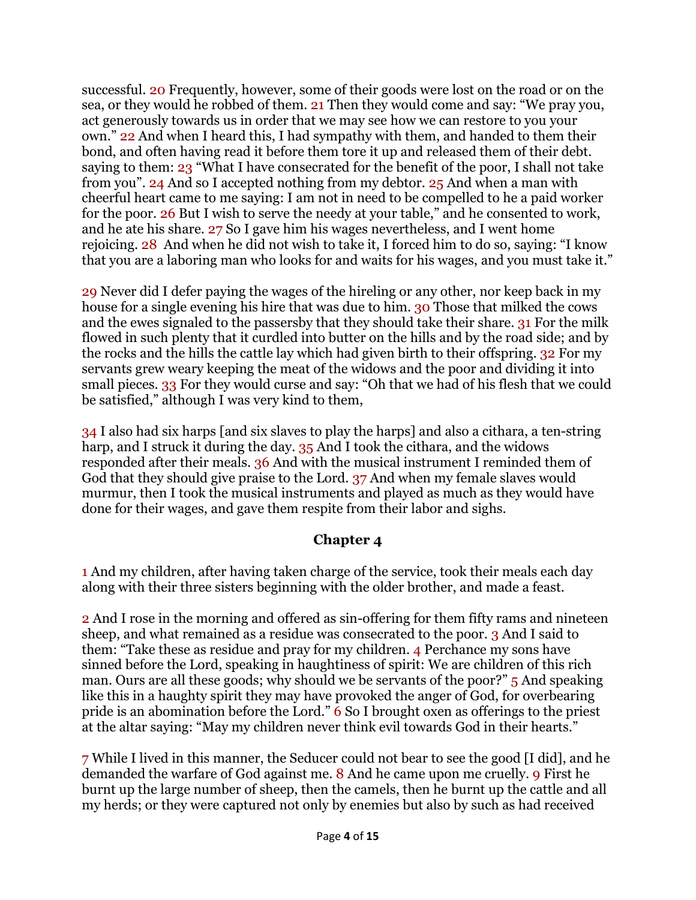successful. 20 Frequently, however, some of their goods were lost on the road or on the sea, or they would he robbed of them. 21 Then they would come and say: "We pray you, act generously towards us in order that we may see how we can restore to you your own." 22 And when I heard this, I had sympathy with them, and handed to them their bond, and often having read it before them tore it up and released them of their debt. saying to them: 23 "What I have consecrated for the benefit of the poor, I shall not take from you". 24 And so I accepted nothing from my debtor. 25 And when a man with cheerful heart came to me saying: I am not in need to be compelled to he a paid worker for the poor. 26 But I wish to serve the needy at your table," and he consented to work, and he ate his share. 27 So I gave him his wages nevertheless, and I went home rejoicing. 28 And when he did not wish to take it, I forced him to do so, saying: "I know that you are a laboring man who looks for and waits for his wages, and you must take it."

29 Never did I defer paying the wages of the hireling or any other, nor keep back in my house for a single evening his hire that was due to him. 30 Those that milked the cows and the ewes signaled to the passersby that they should take their share. 31 For the milk flowed in such plenty that it curdled into butter on the hills and by the road side; and by the rocks and the hills the cattle lay which had given birth to their offspring. 32 For my servants grew weary keeping the meat of the widows and the poor and dividing it into small pieces. 33 For they would curse and say: "Oh that we had of his flesh that we could be satisfied," although I was very kind to them,

34 I also had six harps [and six slaves to play the harps] and also a cithara, a ten-string harp, and I struck it during the day. 35 And I took the cithara, and the widows responded after their meals. 36 And with the musical instrument I reminded them of God that they should give praise to the Lord. 37 And when my female slaves would murmur, then I took the musical instruments and played as much as they would have done for their wages, and gave them respite from their labor and sighs.

## Chapter 4

1 And my children, after having taken charge of the service, took their meals each day along with their three sisters beginning with the older brother, and made a feast.

2 And I rose in the morning and offered as sin-offering for them fifty rams and nineteen sheep, and what remained as a residue was consecrated to the poor. 3 And I said to them: "Take these as residue and pray for my children. 4 Perchance my sons have sinned before the Lord, speaking in haughtiness of spirit: We are children of this rich man. Ours are all these goods; why should we be servants of the poor?" 5 And speaking like this in a haughty spirit they may have provoked the anger of God, for overbearing pride is an abomination before the Lord." 6 So I brought oxen as offerings to the priest at the altar saying: "May my children never think evil towards God in their hearts."

7 While I lived in this manner, the Seducer could not bear to see the good [I did], and he demanded the warfare of God against me. 8 And he came upon me cruelly. 9 First he burnt up the large number of sheep, then the camels, then he burnt up the cattle and all my herds; or they were captured not only by enemies but also by such as had received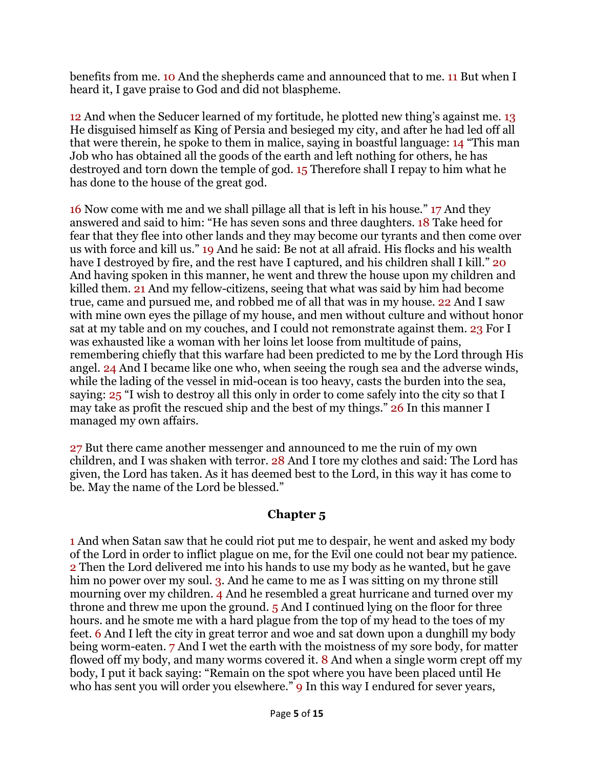benefits from me. 10 And the shepherds came and announced that to me. 11 But when I heard it, I gave praise to God and did not blaspheme.

12 And when the Seducer learned of my fortitude, he plotted new thing's against me. 13 He disguised himself as King of Persia and besieged my city, and after he had led off all that were therein, he spoke to them in malice, saying in boastful language: 14 "This man Job who has obtained all the goods of the earth and left nothing for others, he has destroyed and torn down the temple of god. 15 Therefore shall I repay to him what he has done to the house of the great god.

16 Now come with me and we shall pillage all that is left in his house." 17 And they answered and said to him: "He has seven sons and three daughters. 18 Take heed for fear that they flee into other lands and they may become our tyrants and then come over us with force and kill us." 19 And he said: Be not at all afraid. His flocks and his wealth have I destroyed by fire, and the rest have I captured, and his children shall I kill." 20 And having spoken in this manner, he went and threw the house upon my children and killed them. 21 And my fellow-citizens, seeing that what was said by him had become true, came and pursued me, and robbed me of all that was in my house. 22 And I saw with mine own eyes the pillage of my house, and men without culture and without honor sat at my table and on my couches, and I could not remonstrate against them. 23 For I was exhausted like a woman with her loins let loose from multitude of pains, remembering chiefly that this warfare had been predicted to me by the Lord through His angel. 24 And I became like one who, when seeing the rough sea and the adverse winds, while the lading of the vessel in mid-ocean is too heavy, casts the burden into the sea, saying: 25 "I wish to destroy all this only in order to come safely into the city so that I may take as profit the rescued ship and the best of my things." 26 In this manner I managed my own affairs.

27 But there came another messenger and announced to me the ruin of my own children, and I was shaken with terror. 28 And I tore my clothes and said: The Lord has given, the Lord has taken. As it has deemed best to the Lord, in this way it has come to be. May the name of the Lord be blessed."

## Chapter 5

1 And when Satan saw that he could riot put me to despair, he went and asked my body of the Lord in order to inflict plague on me, for the Evil one could not bear my patience. 2 Then the Lord delivered me into his hands to use my body as he wanted, but he gave him no power over my soul. 3. And he came to me as I was sitting on my throne still mourning over my children. 4 And he resembled a great hurricane and turned over my throne and threw me upon the ground. 5 And I continued lying on the floor for three hours. and he smote me with a hard plague from the top of my head to the toes of my feet. 6 And I left the city in great terror and woe and sat down upon a dunghill my body being worm-eaten. 7 And I wet the earth with the moistness of my sore body, for matter flowed off my body, and many worms covered it. 8 And when a single worm crept off my body, I put it back saying: "Remain on the spot where you have been placed until He who has sent you will order you elsewhere." 9 In this way I endured for sever years,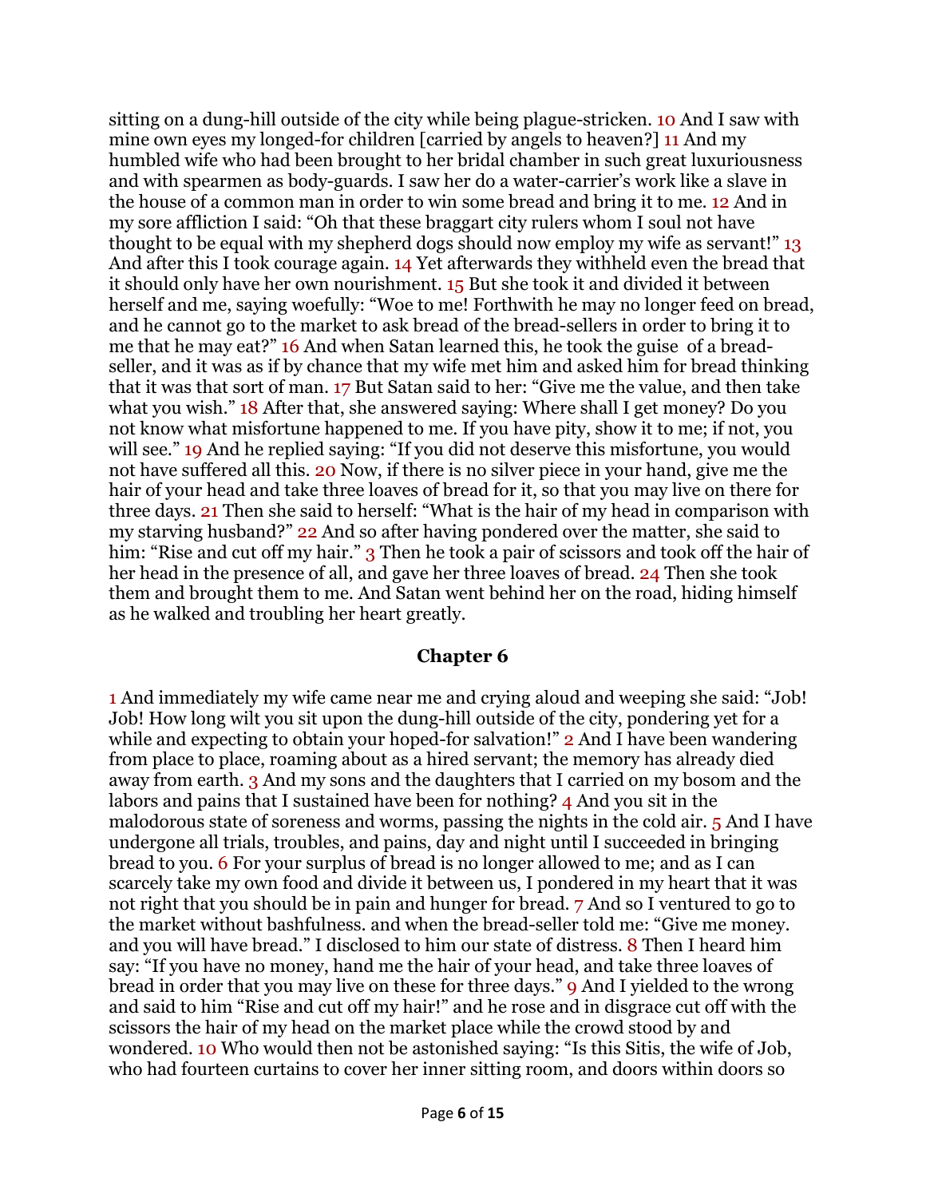sitting on a dung-hill outside of the city while being plague-stricken. 10 And I saw with mine own eyes my longed-for children [carried by angels to heaven?] 11 And my humbled wife who had been brought to her bridal chamber in such great luxuriousness and with spearmen as body-guards. I saw her do a water-carrier's work like a slave in the house of a common man in order to win some bread and bring it to me. 12 And in my sore affliction I said: "Oh that these braggart city rulers whom I soul not have thought to be equal with my shepherd dogs should now employ my wife as servant!" 13 And after this I took courage again. 14 Yet afterwards they withheld even the bread that it should only have her own nourishment. 15 But she took it and divided it between herself and me, saying woefully: "Woe to me! Forthwith he may no longer feed on bread, and he cannot go to the market to ask bread of the bread-sellers in order to bring it to me that he may eat?" 16 And when Satan learned this, he took the guise of a bread-seller, and it was as if by chance that my wife met him and asked him for bread thinking that it was that sort of man. 17 But Satan said to her: "Give me the value, and then take what you wish." 18 After that, she answered saying: Where shall I get money? Do you not know what misfortune happened to me. If you have pity, show it to me; if not, you will see." 19 And he replied saying: "If you did not deserve this misfortune, you would not have suffered all this. 20 Now, if there is no silver piece in your hand, give me the hair of your head and take three loaves of bread for it, so that you may live on there for three days. 21 Then she said to herself: "What is the hair of my head in comparison with my starving husband?" 22 And so after having pondered over the matter, she said to him: "Rise and cut off my hair." 3 Then he took a pair of scissors and took off the hair of her head in the presence of all, and gave her three loaves of bread. 24 Then she took them and brought them to me. And Satan went behind her on the road, hiding himself as he walked and troubling her heart greatly.

## Chapter 6

1 And immediately my wife came near me and crying aloud and weeping she said: "Job! Job! How long wilt you sit upon the dung-hill outside of the city, pondering yet for a while and expecting to obtain your hoped-for salvation!" 2 And I have been wandering from place to place, roaming about as a hired servant; the memory has already died away from earth. 3 And my sons and the daughters that I carried on my bosom and the labors and pains that I sustained have been for nothing? 4 And you sit in the malodorous state of soreness and worms, passing the nights in the cold air. 5 And I have undergone all trials, troubles, and pains, day and night until I succeeded in bringing bread to you. 6 For your surplus of bread is no longer allowed to me; and as I can scarcely take my own food and divide it between us, I pondered in my heart that it was not right that you should be in pain and hunger for bread. 7 And so I ventured to go to the market without bashfulness. and when the bread-seller told me: "Give me money. and you will have bread." I disclosed to him our state of distress. 8 Then I heard him say: "If you have no money, hand me the hair of your head, and take three loaves of bread in order that you may live on these for three days." 9 And I yielded to the wrong and said to him "Rise and cut off my hair!" and he rose and in disgrace cut off with the scissors the hair of my head on the market place while the crowd stood by and wondered. 10 Who would then not be astonished saying: "Is this Sitis, the wife of Job, who had fourteen curtains to cover her inner sitting room, and doors within doors so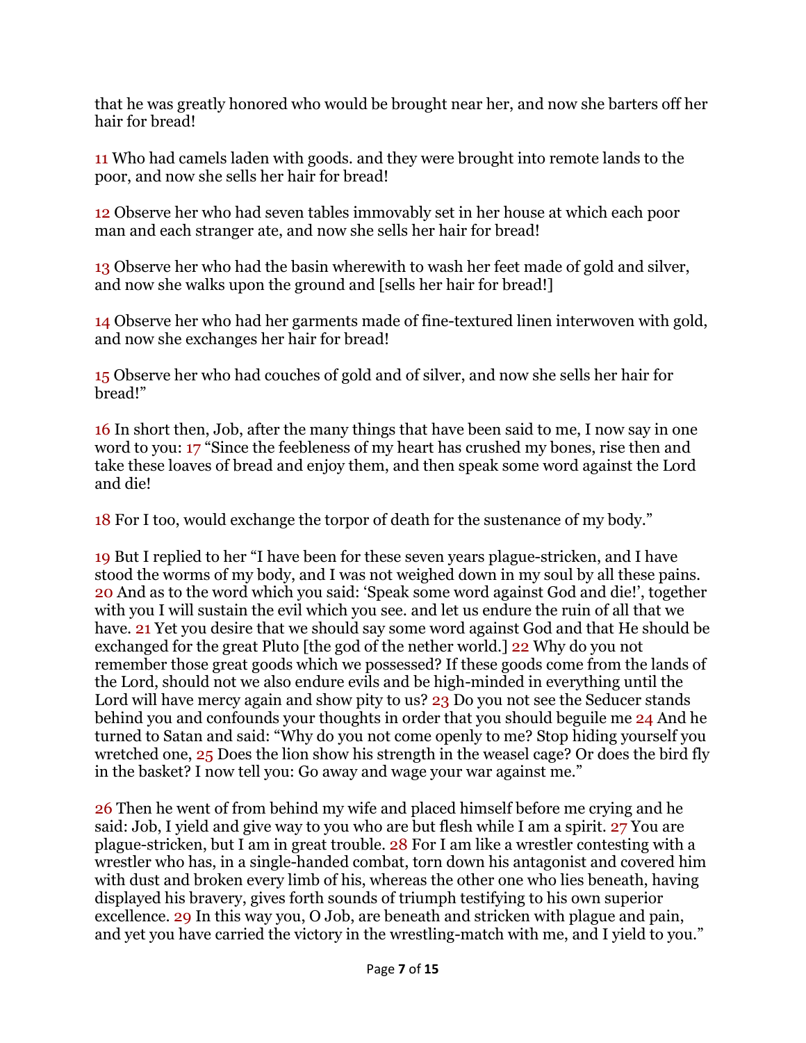that he was greatly honored who would be brought near her, and now she barters off her hair for bread!

11 Who had camels laden with goods. and they were brought into remote lands to the poor, and now she sells her hair for bread!

12 Observe her who had seven tables immovably set in her house at which each poor man and each stranger ate, and now she sells her hair for bread!

13 Observe her who had the basin wherewith to wash her feet made of gold and silver, and now she walks upon the ground and [sells her hair for bread!]

14 Observe her who had her garments made of fine-textured linen interwoven with gold, and now she exchanges her hair for bread!

15 Observe her who had couches of gold and of silver, and now she sells her hair for bread!"

16 In short then, Job, after the many things that have been said to me, I now say in one word to you: 17 "Since the feebleness of my heart has crushed my bones, rise then and take these loaves of bread and enjoy them, and then speak some word against the Lord and die!

18 For I too, would exchange the torpor of death for the sustenance of my body."

19 But I replied to her "I have been for these seven years plague-stricken, and I have stood the worms of my body, and I was not weighed down in my soul by all these pains. 20 And as to the word which you said: 'Speak some word against God and die!', together with you I will sustain the evil which you see. and let us endure the ruin of all that we have. 21 Yet you desire that we should say some word against God and that He should be exchanged for the great Pluto [the god of the nether world.] 22 Why do you not remember those great goods which we possessed? If these goods come from the lands of the Lord, should not we also endure evils and be high-minded in everything until the Lord will have mercy again and show pity to us? 23 Do you not see the Seducer stands behind you and confounds your thoughts in order that you should beguile me 24 And he turned to Satan and said: "Why do you not come openly to me? Stop hiding yourself you wretched one, 25 Does the lion show his strength in the weasel cage? Or does the bird fly in the basket? I now tell you: Go away and wage your war against me."

26 Then he went of from behind my wife and placed himself before me crying and he said: Job, I yield and give way to you who are but flesh while I am a spirit. 27 You are plague-stricken, but I am in great trouble. 28 For I am like a wrestler contesting with a wrestler who has, in a single-handed combat, torn down his antagonist and covered him with dust and broken every limb of his, whereas the other one who lies beneath, having displayed his bravery, gives forth sounds of triumph testifying to his own superior excellence. 29 In this way you, O Job, are beneath and stricken with plague and pain, and yet you have carried the victory in the wrestling-match with me, and I yield to you."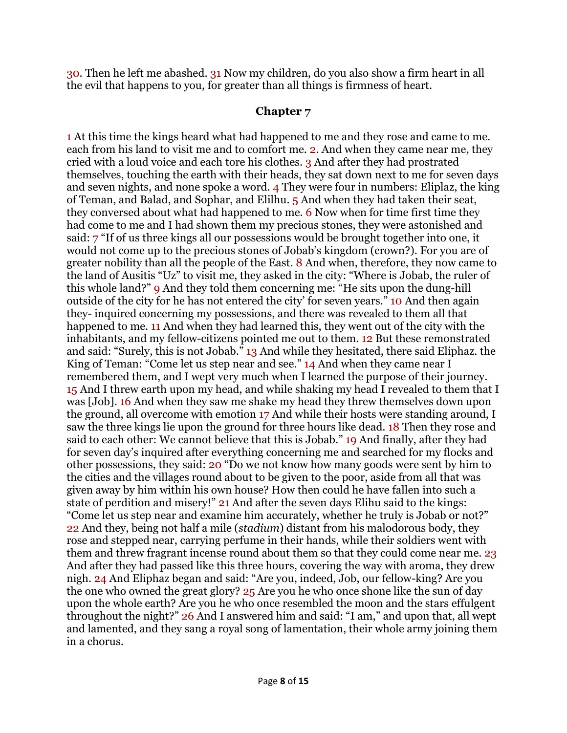30. Then he left me abashed. 31 Now my children, do you also show a firm heart in all the evil that happens to you, for greater than all things is firmness of heart.

## Chapter 7

1 At this time the kings heard what had happened to me and they rose and came to me. each from his land to visit me and to comfort me. 2. And when they came near me, they cried with a loud voice and each tore his clothes. 3 And after they had prostrated themselves, touching the earth with their heads, they sat down next to me for seven days and seven nights, and none spoke a word. 4 They were four in numbers: Eliplaz, the king of Teman, and Balad, and Sophar, and Elilhu. 5 And when they had taken their seat, they conversed about what had happened to me. 6 Now when for time first time they had come to me and I had shown them my precious stones, they were astonished and said: 7 "If of us three kings all our possessions would be brought together into one, it would not come up to the precious stones of Jobab's kingdom (crown?). For you are of greater nobility than all the people of the East. 8 And when, therefore, they now came to the land of Ausitis "Uz" to visit me, they asked in the city: "Where is Jobab, the ruler of this whole land?" 9 And they told them concerning me: "He sits upon the dung-hill outside of the city for he has not entered the city' for seven years." 10 And then again they- inquired concerning my possessions, and there was revealed to them all that happened to me. 11 And when they had learned this, they went out of the city with the inhabitants, and my fellow-citizens pointed me out to them. 12 But these remonstrated and said: "Surely, this is not Jobab." 13 And while they hesitated, there said Eliphaz. the King of Teman: "Come let us step near and see." 14 And when they came near I remembered them, and I wept very much when I learned the purpose of their journey. 15 And I threw earth upon my head, and while shaking my head I revealed to them that I was [Job]. 16 And when they saw me shake my head they threw themselves down upon the ground, all overcome with emotion 17 And while their hosts were standing around, I saw the three kings lie upon the ground for three hours like dead. 18 Then they rose and said to each other: We cannot believe that this is Jobab." 19 And finally, after they had for seven day's inquired after everything concerning me and searched for my flocks and other possessions, they said: 20 "Do we not know how many goods were sent by him to the cities and the villages round about to be given to the poor, aside from all that was given away by him within his own house? How then could he have fallen into such a state of perdition and misery!" 21 And after the seven days Elihu said to the kings: "Come let us step near and examine him accurately, whether he truly is Jobab or not?" 22 And they, being not half a mile (*stadium*) distant from his malodorous body, they rose and stepped near, carrying perfume in their hands, while their soldiers went with them and threw fragrant incense round about them so that they could come near me. 23 And after they had passed like this three hours, covering the way with aroma, they drew nigh. 24 And Eliphaz began and said: "Are you, indeed, Job, our fellow-king? Are you the one who owned the great glory? 25 Are you he who once shone like the sun of day upon the whole earth? Are you he who once resembled the moon and the stars effulgent throughout the night?" 26 And I answered him and said: "I am," and upon that, all wept and lamented, and they sang a royal song of lamentation, their whole army joining them in a chorus.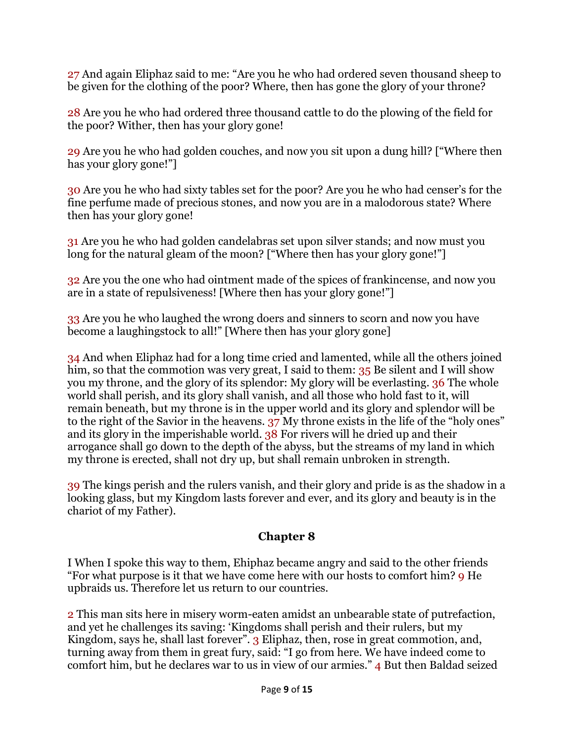27 And again Eliphaz said to me: "Are you he who had ordered seven thousand sheep to be given for the clothing of the poor? Where, then has gone the glory of your throne?

28 Are you he who had ordered three thousand cattle to do the plowing of the field for the poor? Wither, then has your glory gone!

29 Are you he who had golden couches, and now you sit upon a dung hill? ["Where then has your glory gone!"]

30 Are you he who had sixty tables set for the poor? Are you he who had censer's for the fine perfume made of precious stones, and now you are in a malodorous state? Where then has your glory gone!

31 Are you he who had golden candelabras set upon silver stands; and now must you long for the natural gleam of the moon? ["Where then has your glory gone!"]

32 Are you the one who had ointment made of the spices of frankincense, and now you are in a state of repulsiveness! [Where then has your glory gone!"]

33 Are you he who laughed the wrong doers and sinners to scorn and now you have become a laughingstock to all!" [Where then has your glory gone]

34 And when Eliphaz had for a long time cried and lamented, while all the others joined him, so that the commotion was very great, I said to them: 35 Be silent and I will show you my throne, and the glory of its splendor: My glory will be everlasting. 36 The whole world shall perish, and its glory shall vanish, and all those who hold fast to it, will remain beneath, but my throne is in the upper world and its glory and splendor will be to the right of the Savior in the heavens. 37 My throne exists in the life of the "holy ones" and its glory in the imperishable world. 38 For rivers will he dried up and their arrogance shall go down to the depth of the abyss, but the streams of my land in which my throne is erected, shall not dry up, but shall remain unbroken in strength.

39 The kings perish and the rulers vanish, and their glory and pride is as the shadow in a looking glass, but my Kingdom lasts forever and ever, and its glory and beauty is in the chariot of my Father).

## Chapter 8

I When I spoke this way to them, Ehiphaz became angry and said to the other friends "For what purpose is it that we have come here with our hosts to comfort him? 9 He upbraids us. Therefore let us return to our countries.

2 This man sits here in misery worm-eaten amidst an unbearable state of putrefaction, and yet he challenges its saving: 'Kingdoms shall perish and their rulers, but my Kingdom, says he, shall last forever". 3 Eliphaz, then, rose in great commotion, and, turning away from them in great fury, said: "I go from here. We have indeed come to comfort him, but he declares war to us in view of our armies." 4 But then Baldad seized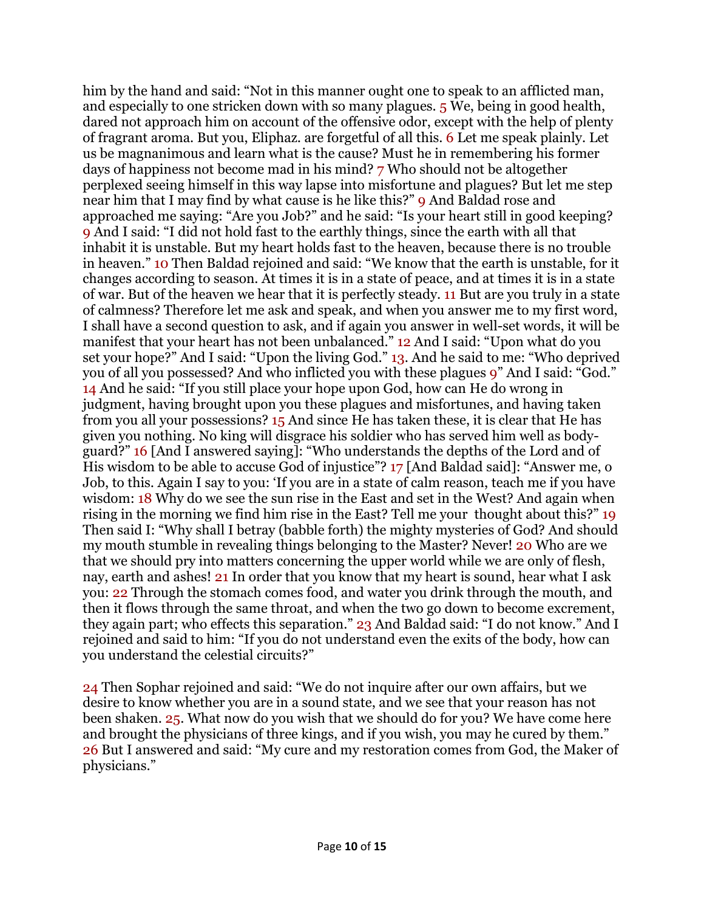him by the hand and said: "Not in this manner ought one to speak to an afflicted man, and especially to one stricken down with so many plagues. 5 We, being in good health, dared not approach him on account of the offensive odor, except with the help of plenty of fragrant aroma. But you, Eliphaz. are forgetful of all this. 6 Let me speak plainly. Let us be magnanimous and learn what is the cause? Must he in remembering his former days of happiness not become mad in his mind? 7 Who should not be altogether perplexed seeing himself in this way lapse into misfortune and plagues? But let me step near him that I may find by what cause is he like this?" 9 And Baldad rose and approached me saying: "Are you Job?" and he said: "Is your heart still in good keeping? 9 And I said: "I did not hold fast to the earthly things, since the earth with all that inhabit it is unstable. But my heart holds fast to the heaven, because there is no trouble in heaven." 10 Then Baldad rejoined and said: "We know that the earth is unstable, for it changes according to season. At times it is in a state of peace, and at times it is in a state of war. But of the heaven we hear that it is perfectly steady. 11 But are you truly in a state of calmness? Therefore let me ask and speak, and when you answer me to my first word, I shall have a second question to ask, and if again you answer in well-set words, it will be manifest that your heart has not been unbalanced." 12 And I said: "Upon what do you set your hope?" And I said: "Upon the living God." 13. And he said to me: "Who deprived you of all you possessed? And who inflicted you with these plagues 9" And I said: "God." 14 And he said: "If you still place your hope upon God, how can He do wrong in judgment, having brought upon you these plagues and misfortunes, and having taken from you all your possessions? 15 And since He has taken these, it is clear that He has given you nothing. No king will disgrace his soldier who has served him well as body-guard?" 16 [And I answered saying]: "Who understands the depths of the Lord and of His wisdom to be able to accuse God of injustice"? 17 [And Baldad said]: "Answer me, o Job, to this. Again I say to you: 'If you are in a state of calm reason, teach me if you have wisdom: 18 Why do we see the sun rise in the East and set in the West? And again when rising in the morning we find him rise in the East? Tell me your thought about this?" 19 Then said I: "Why shall I betray (babble forth) the mighty mysteries of God? And should my mouth stumble in revealing things belonging to the Master? Never! 20 Who are we that we should pry into matters concerning the upper world while we are only of flesh, nay, earth and ashes! 21 In order that you know that my heart is sound, hear what I ask you: 22 Through the stomach comes food, and water you drink through the mouth, and then it flows through the same throat, and when the two go down to become excrement, they again part; who effects this separation." 23 And Baldad said: "I do not know." And I rejoined and said to him: "If you do not understand even the exits of the body, how can you understand the celestial circuits?"

24 Then Sophar rejoined and said: "We do not inquire after our own affairs, but we desire to know whether you are in a sound state, and we see that your reason has not been shaken. 25. What now do you wish that we should do for you? We have come here and brought the physicians of three kings, and if you wish, you may he cured by them." 26 But I answered and said: "My cure and my restoration comes from God, the Maker of physicians."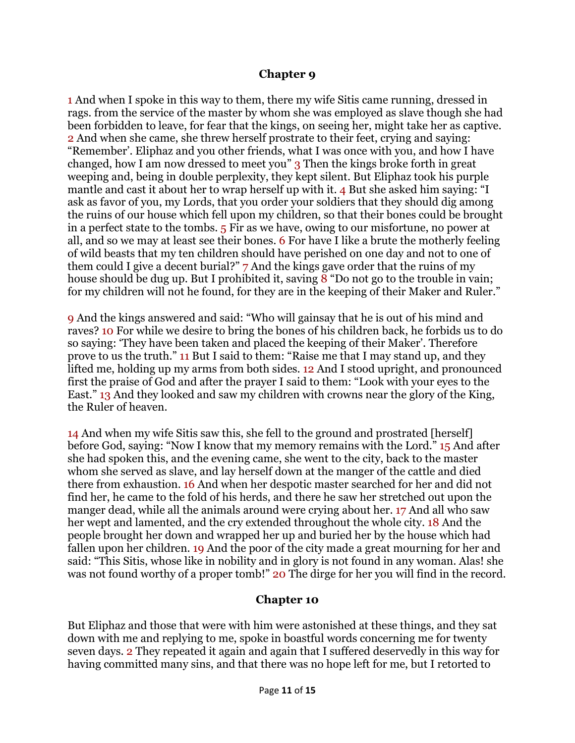## Chapter 9

1 And when I spoke in this way to them, there my wife Sitis came running, dressed in rags. from the service of the master by whom she was employed as slave though she had been forbidden to leave, for fear that the kings, on seeing her, might take her as captive. 2 And when she came, she threw herself prostrate to their feet, crying and saying: "Remember'. Eliphaz and you other friends, what I was once with you, and how I have changed, how I am now dressed to meet you" 3 Then the kings broke forth in great weeping and, being in double perplexity, they kept silent. But Eliphaz took his purple mantle and cast it about her to wrap herself up with it. 4 But she asked him saying: "I ask as favor of you, my Lords, that you order your soldiers that they should dig among the ruins of our house which fell upon my children, so that their bones could be brought in a perfect state to the tombs. 5 Fir as we have, owing to our misfortune, no power at all, and so we may at least see their bones. 6 For have I like a brute the motherly feeling of wild beasts that my ten children should have perished on one day and not to one of them could I give a decent burial?" 7 And the kings gave order that the ruins of my house should be dug up. But I prohibited it, saving 8 "Do not go to the trouble in vain; for my children will not he found, for they are in the keeping of their Maker and Ruler."

9 And the kings answered and said: "Who will gainsay that he is out of his mind and raves? 10 For while we desire to bring the bones of his children back, he forbids us to do so saying: 'They have been taken and placed the keeping of their Maker'. Therefore prove to us the truth." 11 But I said to them: "Raise me that I may stand up, and they lifted me, holding up my arms from both sides. 12 And I stood upright, and pronounced first the praise of God and after the prayer I said to them: "Look with your eyes to the East." 13 And they looked and saw my children with crowns near the glory of the King, the Ruler of heaven.

14 And when my wife Sitis saw this, she fell to the ground and prostrated [herself] before God, saying: "Now I know that my memory remains with the Lord." 15 And after she had spoken this, and the evening came, she went to the city, back to the master whom she served as slave, and lay herself down at the manger of the cattle and died there from exhaustion. 16 And when her despotic master searched for her and did not find her, he came to the fold of his herds, and there he saw her stretched out upon the manger dead, while all the animals around were crying about her. 17 And all who saw her wept and lamented, and the cry extended throughout the whole city. 18 And the people brought her down and wrapped her up and buried her by the house which had fallen upon her children. 19 And the poor of the city made a great mourning for her and said: "This Sitis, whose like in nobility and in glory is not found in any woman. Alas! she was not found worthy of a proper tomb!" 20 The dirge for her you will find in the record.

## Chapter 10

But Eliphaz and those that were with him were astonished at these things, and they sat down with me and replying to me, spoke in boastful words concerning me for twenty seven days. 2 They repeated it again and again that I suffered deservedly in this way for having committed many sins, and that there was no hope left for me, but I retorted to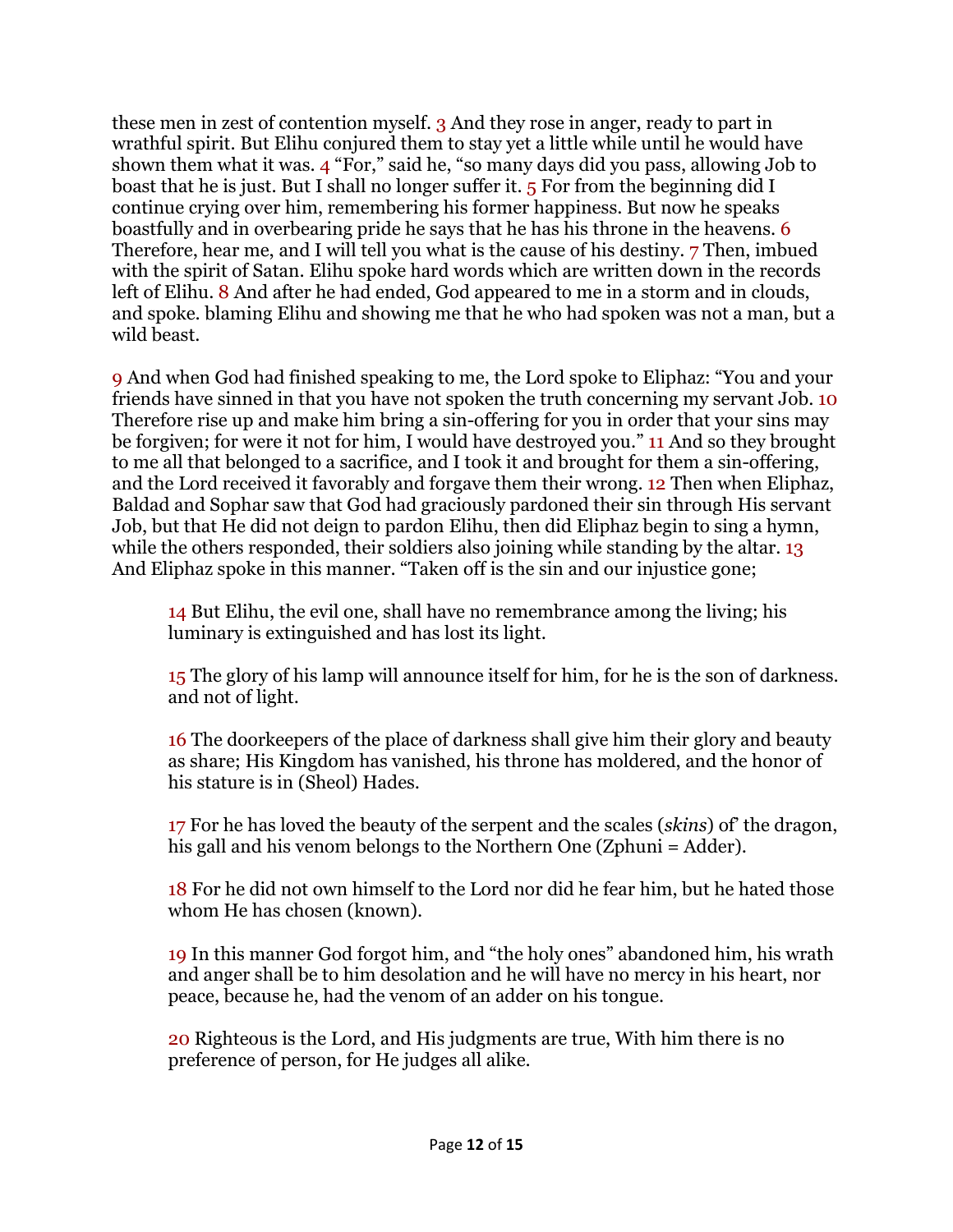these men in zest of contention myself. 3 And they rose in anger, ready to part in wrathful spirit. But Elihu conjured them to stay yet a little while until he would have shown them what it was. 4 "For," said he, "so many days did you pass, allowing Job to boast that he is just. But I shall no longer suffer it. 5 For from the beginning did I continue crying over him, remembering his former happiness. But now he speaks boastfully and in overbearing pride he says that he has his throne in the heavens. 6 Therefore, hear me, and I will tell you what is the cause of his destiny. 7 Then, imbued with the spirit of Satan. Elihu spoke hard words which are written down in the records left of Elihu. 8 And after he had ended, God appeared to me in a storm and in clouds, and spoke. blaming Elihu and showing me that he who had spoken was not a man, but a wild beast.

9 And when God had finished speaking to me, the Lord spoke to Eliphaz: "You and your friends have sinned in that you have not spoken the truth concerning my servant Job. 10 Therefore rise up and make him bring a sin-offering for you in order that your sins may be forgiven; for were it not for him, I would have destroyed you." 11 And so they brought to me all that belonged to a sacrifice, and I took it and brought for them a sin-offering, and the Lord received it favorably and forgave them their wrong. 12 Then when Eliphaz, Baldad and Sophar saw that God had graciously pardoned their sin through His servant Job, but that He did not deign to pardon Elihu, then did Eliphaz begin to sing a hymn, while the others responded, their soldiers also joining while standing by the altar. 13 And Eliphaz spoke in this manner. "Taken off is the sin and our injustice gone;

> 14 But Elihu, the evil one, shall have no remembrance among the living; his luminary is extinguished and has lost its light.
>
> 15 The glory of his lamp will announce itself for him, for he is the son of darkness. and not of light.
>
> 16 The doorkeepers of the place of darkness shall give him their glory and beauty as share; His Kingdom has vanished, his throne has moldered, and the honor of his stature is in (Sheol) Hades.
>
> 17 For he has loved the beauty of the serpent and the scales (*skins*) of' the dragon, his gall and his venom belongs to the Northern One (Zphuni = Adder).
>
> 18 For he did not own himself to the Lord nor did he fear him, but he hated those whom He has chosen (known).
>
> 19 In this manner God forgot him, and "the holy ones" abandoned him, his wrath and anger shall be to him desolation and he will have no mercy in his heart, nor peace, because he, had the venom of an adder on his tongue.
>
> 20 Righteous is the Lord, and His judgments are true, With him there is no preference of person, for He judges all alike.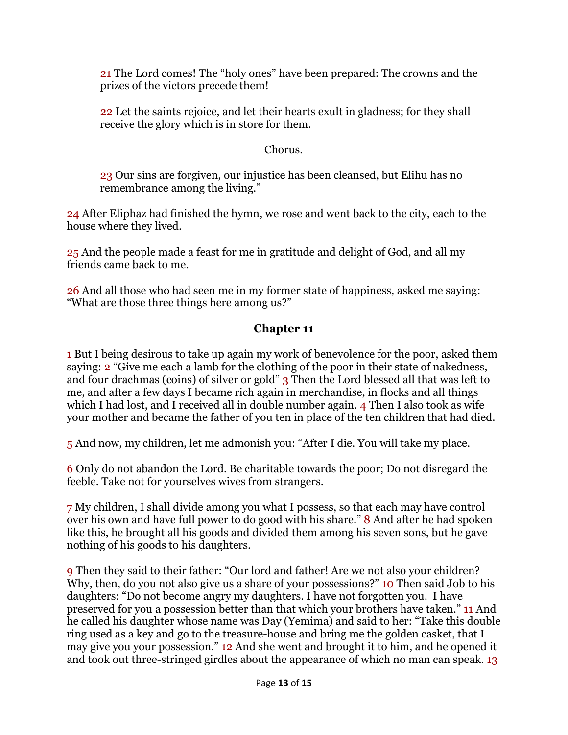> 21 The Lord comes! The "holy ones" have been prepared: The crowns and the prizes of the victors precede them!
>
> 22 Let the saints rejoice, and let their hearts exult in gladness; for they shall receive the glory which is in store for them.
>
> Chorus.
>
> 23 Our sins are forgiven, our injustice has been cleansed, but Elihu has no remembrance among the living."

24 After Eliphaz had finished the hymn, we rose and went back to the city, each to the house where they lived.

25 And the people made a feast for me in gratitude and delight of God, and all my friends came back to me.

26 And all those who had seen me in my former state of happiness, asked me saying: "What are those three things here among us?"

**Chapter 11**

1 But I being desirous to take up again my work of benevolence for the poor, asked them saying: 2 "Give me each a lamb for the clothing of the poor in their state of nakedness, and four drachmas (coins) of silver or gold" 3 Then the Lord blessed all that was left to me, and after a few days I became rich again in merchandise, in flocks and all things which I had lost, and I received all in double number again. 4 Then I also took as wife your mother and became the father of you ten in place of the ten children that had died.

5 And now, my children, let me admonish you: "After I die. You will take my place.

6 Only do not abandon the Lord. Be charitable towards the poor; Do not disregard the feeble. Take not for yourselves wives from strangers.

7 My children, I shall divide among you what I possess, so that each may have control over his own and have full power to do good with his share." 8 And after he had spoken like this, he brought all his goods and divided them among his seven sons, but he gave nothing of his goods to his daughters.

9 Then they said to their father: "Our lord and father! Are we not also your children? Why, then, do you not also give us a share of your possessions?" 10 Then said Job to his daughters: "Do not become angry my daughters. I have not forgotten you. I have preserved for you a possession better than that which your brothers have taken." 11 And he called his daughter whose name was Day (Yemima) and said to her: "Take this double ring used as a key and go to the treasure-house and bring me the golden casket, that I may give you your possession." 12 And she went and brought it to him, and he opened it and took out three-stringed girdles about the appearance of which no man can speak. 13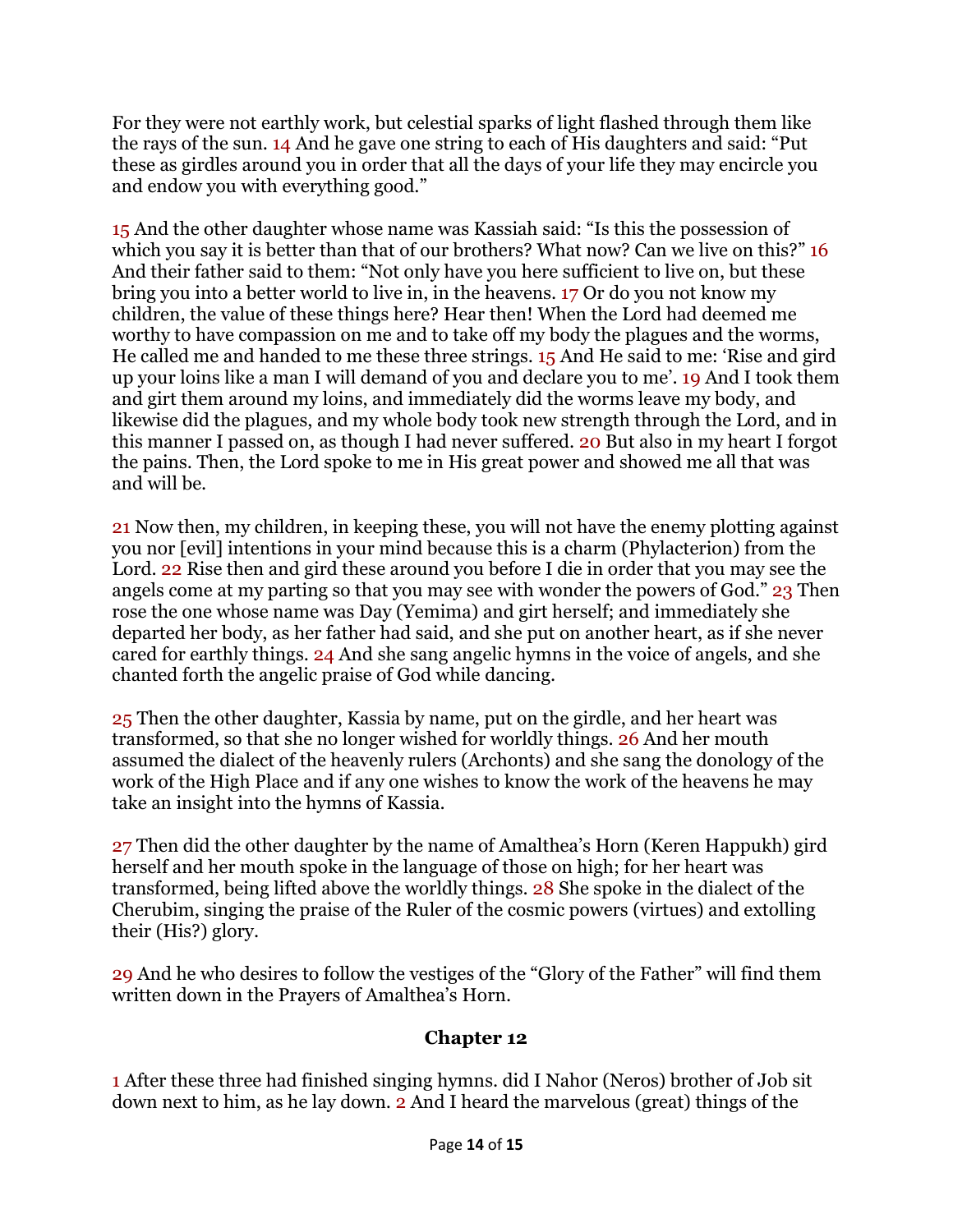For they were not earthly work, but celestial sparks of light flashed through them like the rays of the sun. 14 And he gave one string to each of His daughters and said: "Put these as girdles around you in order that all the days of your life they may encircle you and endow you with everything good."

15 And the other daughter whose name was Kassiah said: "Is this the possession of which you say it is better than that of our brothers? What now? Can we live on this?" 16 And their father said to them: "Not only have you here sufficient to live on, but these bring you into a better world to live in, in the heavens. 17 Or do you not know my children, the value of these things here? Hear then! When the Lord had deemed me worthy to have compassion on me and to take off my body the plagues and the worms, He called me and handed to me these three strings. 15 And He said to me: 'Rise and gird up your loins like a man I will demand of you and declare you to me'. 19 And I took them and girt them around my loins, and immediately did the worms leave my body, and likewise did the plagues, and my whole body took new strength through the Lord, and in this manner I passed on, as though I had never suffered. 20 But also in my heart I forgot the pains. Then, the Lord spoke to me in His great power and showed me all that was and will be.

21 Now then, my children, in keeping these, you will not have the enemy plotting against you nor [evil] intentions in your mind because this is a charm (Phylacterion) from the Lord. 22 Rise then and gird these around you before I die in order that you may see the angels come at my parting so that you may see with wonder the powers of God." 23 Then rose the one whose name was Day (Yemima) and girt herself; and immediately she departed her body, as her father had said, and she put on another heart, as if she never cared for earthly things. 24 And she sang angelic hymns in the voice of angels, and she chanted forth the angelic praise of God while dancing.

25 Then the other daughter, Kassia by name, put on the girdle, and her heart was transformed, so that she no longer wished for worldly things. 26 And her mouth assumed the dialect of the heavenly rulers (Archonts) and she sang the donology of the work of the High Place and if any one wishes to know the work of the heavens he may take an insight into the hymns of Kassia.

27 Then did the other daughter by the name of Amalthea's Horn (Keren Happukh) gird herself and her mouth spoke in the language of those on high; for her heart was transformed, being lifted above the worldly things. 28 She spoke in the dialect of the Cherubim, singing the praise of the Ruler of the cosmic powers (virtues) and extolling their (His?) glory.

29 And he who desires to follow the vestiges of the "Glory of the Father" will find them written down in the Prayers of Amalthea's Horn.

## Chapter 12

1 After these three had finished singing hymns. did I Nahor (Neros) brother of Job sit down next to him, as he lay down. 2 And I heard the marvelous (great) things of the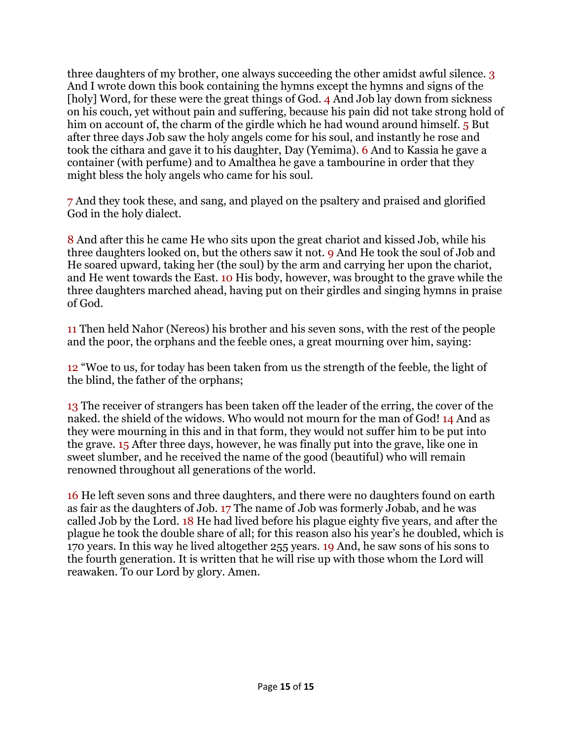three daughters of my brother, one always succeeding the other amidst awful silence. 3 And I wrote down this book containing the hymns except the hymns and signs of the [holy] Word, for these were the great things of God. 4 And Job lay down from sickness on his couch, yet without pain and suffering, because his pain did not take strong hold of him on account of, the charm of the girdle which he had wound around himself. 5 But after three days Job saw the holy angels come for his soul, and instantly he rose and took the cithara and gave it to his daughter, Day (Yemima). 6 And to Kassia he gave a container (with perfume) and to Amalthea he gave a tambourine in order that they might bless the holy angels who came for his soul.

7 And they took these, and sang, and played on the psaltery and praised and glorified God in the holy dialect.

8 And after this he came He who sits upon the great chariot and kissed Job, while his three daughters looked on, but the others saw it not. 9 And He took the soul of Job and He soared upward, taking her (the soul) by the arm and carrying her upon the chariot, and He went towards the East. 10 His body, however, was brought to the grave while the three daughters marched ahead, having put on their girdles and singing hymns in praise of God.

11 Then held Nahor (Nereos) his brother and his seven sons, with the rest of the people and the poor, the orphans and the feeble ones, a great mourning over him, saying:

12 "Woe to us, for today has been taken from us the strength of the feeble, the light of the blind, the father of the orphans;

13 The receiver of strangers has been taken off the leader of the erring, the cover of the naked. the shield of the widows. Who would not mourn for the man of God! 14 And as they were mourning in this and in that form, they would not suffer him to be put into the grave. 15 After three days, however, he was finally put into the grave, like one in sweet slumber, and he received the name of the good (beautiful) who will remain renowned throughout all generations of the world.

16 He left seven sons and three daughters, and there were no daughters found on earth as fair as the daughters of Job. 17 The name of Job was formerly Jobab, and he was called Job by the Lord. 18 He had lived before his plague eighty five years, and after the plague he took the double share of all; for this reason also his year's he doubled, which is 170 years. In this way he lived altogether 255 years. 19 And, he saw sons of his sons to the fourth generation. It is written that he will rise up with those whom the Lord will reawaken. To our Lord by glory. Amen.